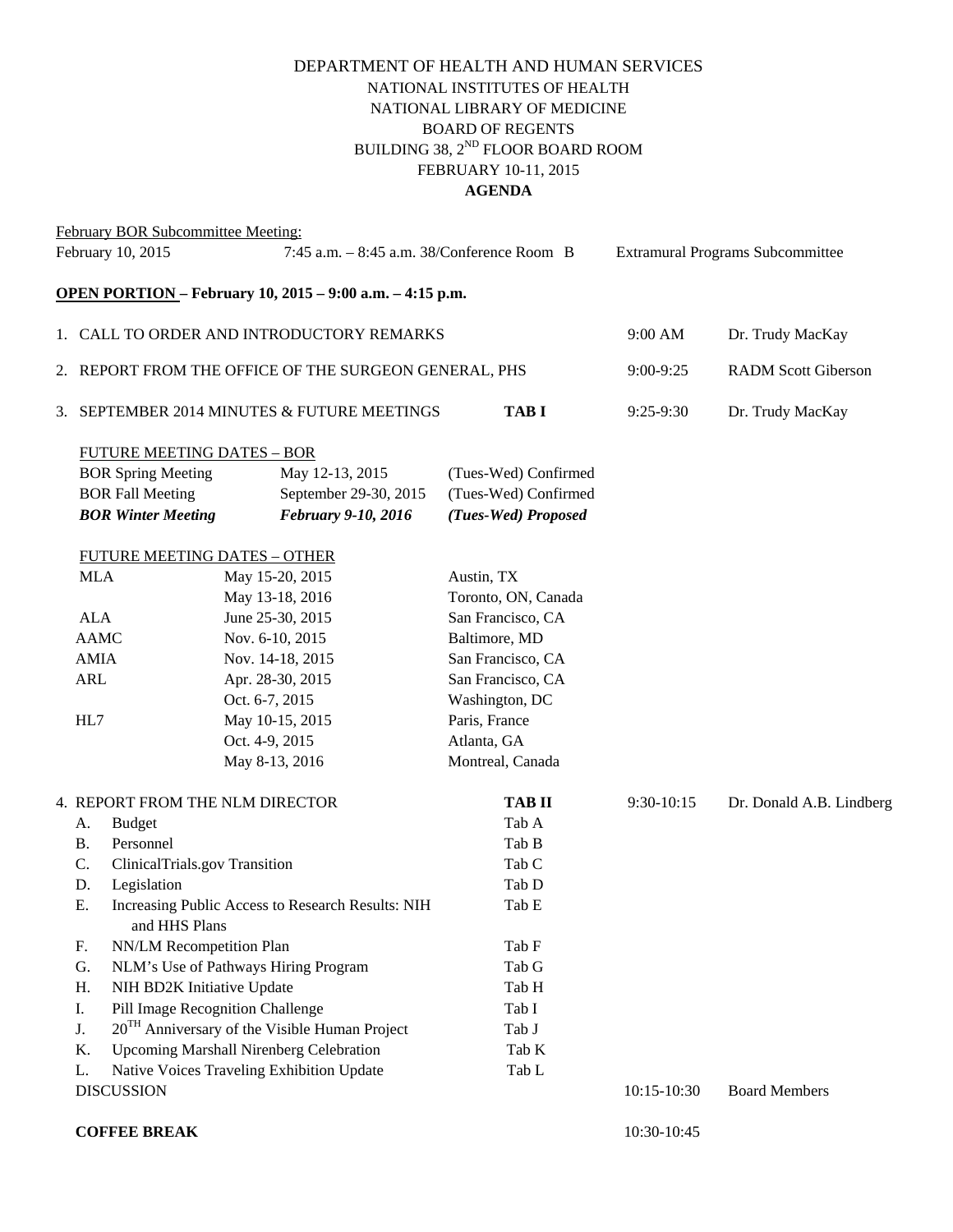DEPARTMENT OF HEALTH AND HUMAN SERVICES
NATIONAL INSTITUTES OF HEALTH
NATIONAL LIBRARY OF MEDICINE
BOARD OF REGENTS
BUILDING 38, 2ND FLOOR BOARD ROOM
FEBRUARY 10-11, 2015

**AGENDA**

February BOR Subcommittee Meeting:

| February 10, 2015 | 7:45 a.m. – 8:45 a.m. 38/Conference Room B | Extramural Programs Subcommittee |
|---|---|---|

**OPEN PORTION – February 10, 2015 – 9:00 a.m. – 4:15 p.m.**

| | | | |
|---|---|---|---|
| 1. CALL TO ORDER AND INTRODUCTORY REMARKS | | 9:00 AM | Dr. Trudy MacKay |
| 2. REPORT FROM THE OFFICE OF THE SURGEON GENERAL, PHS | | 9:00-9:25 | RADM Scott Giberson |
| 3. SEPTEMBER 2014 MINUTES & FUTURE MEETINGS | **TAB I** | 9:25-9:30 | Dr. Trudy MacKay |

FUTURE MEETING DATES – BOR

| | | |
|---|---|---|
| BOR Spring Meeting | May 12-13, 2015 | (Tues-Wed) Confirmed |
| BOR Fall Meeting | September 29-30, 2015 | (Tues-Wed) Confirmed |
| ***BOR Winter Meeting*** | ***February 9-10, 2016*** | ***(Tues-Wed) Proposed*** |

FUTURE MEETING DATES – OTHER

| | | |
|---|---|---|
| MLA | May 15-20, 2015 | Austin, TX |
| | May 13-18, 2016 | Toronto, ON, Canada |
| ALA | June 25-30, 2015 | San Francisco, CA |
| AAMC | Nov. 6-10, 2015 | Baltimore, MD |
| AMIA | Nov. 14-18, 2015 | San Francisco, CA |
| ARL | Apr. 28-30, 2015 | San Francisco, CA |
| | Oct. 6-7, 2015 | Washington, DC |
| HL7 | May 10-15, 2015 | Paris, France |
| | Oct. 4-9, 2015 | Atlanta, GA |
| | May 8-13, 2016 | Montreal, Canada |

| | | | |
|---|---|---|---|
| 4. REPORT FROM THE NLM DIRECTOR | **TAB II** | 9:30-10:15 | Dr. Donald A.B. Lindberg |
| A. Budget | Tab A | | |
| B. Personnel | Tab B | | |
| C. ClinicalTrials.gov Transition | Tab C | | |
| D. Legislation | Tab D | | |
| E. Increasing Public Access to Research Results: NIH and HHS Plans | Tab E | | |
| F. NN/LM Recompetition Plan | Tab F | | |
| G. NLM's Use of Pathways Hiring Program | Tab G | | |
| H. NIH BD2K Initiative Update | Tab H | | |
| I. Pill Image Recognition Challenge | Tab I | | |
| J. 20TH Anniversary of the Visible Human Project | Tab J | | |
| K. Upcoming Marshall Nirenberg Celebration | Tab K | | |
| L. Native Voices Traveling Exhibition Update | Tab L | | |
| DISCUSSION | | 10:15-10:30 | Board Members |
| **COFFEE BREAK** | | 10:30-10:45 | |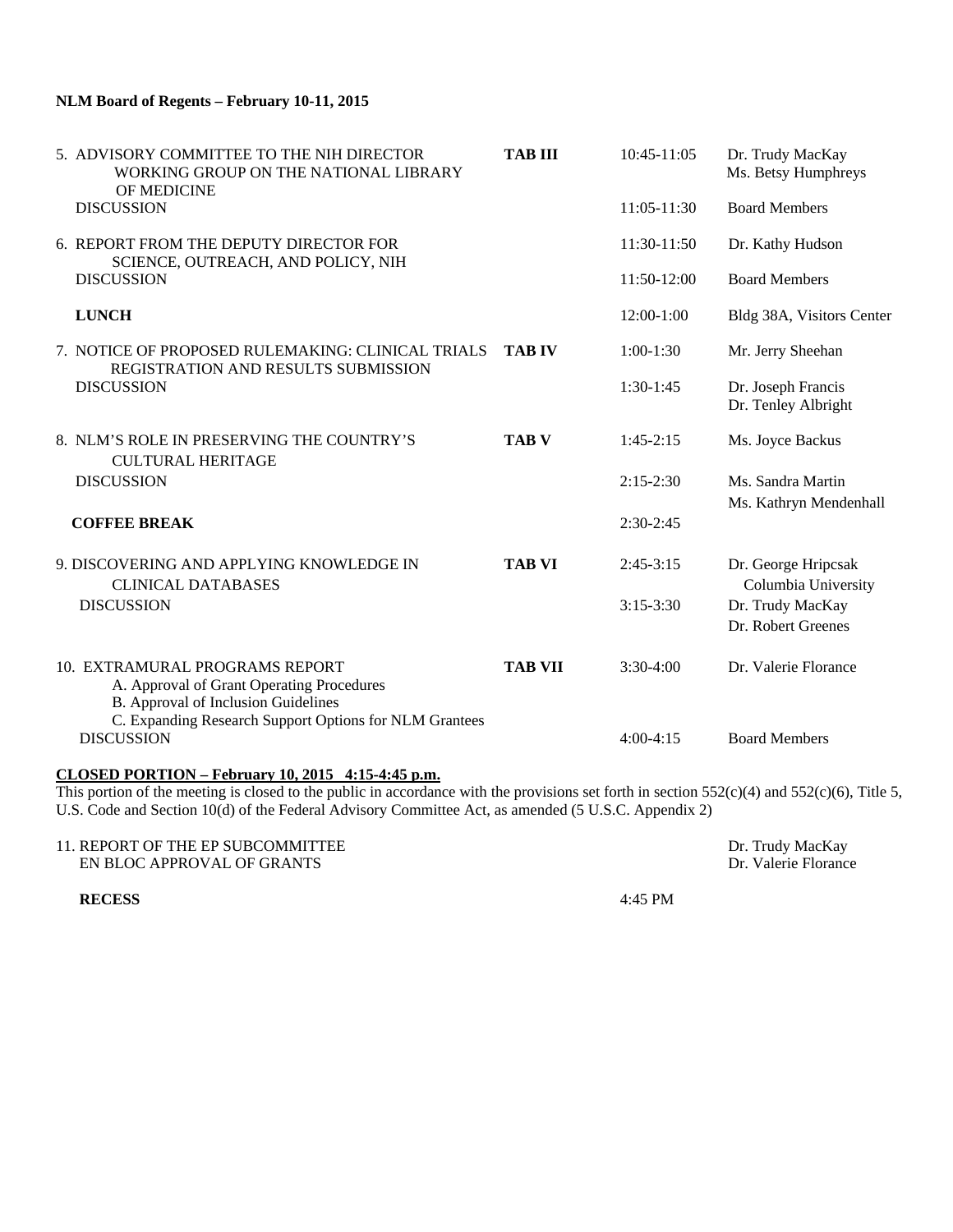**NLM Board of Regents – February 10-11, 2015**

| | | | |
|---|---|---|---|
| 5. ADVISORY COMMITTEE TO THE NIH DIRECTOR WORKING GROUP ON THE NATIONAL LIBRARY OF MEDICINE | **TAB III** | 10:45-11:05 | Dr. Trudy MacKay<br>Ms. Betsy Humphreys |
| DISCUSSION | | 11:05-11:30 | Board Members |
| 6. REPORT FROM THE DEPUTY DIRECTOR FOR SCIENCE, OUTREACH, AND POLICY, NIH | | 11:30-11:50 | Dr. Kathy Hudson |
| DISCUSSION | | 11:50-12:00 | Board Members |
| **LUNCH** | | 12:00-1:00 | Bldg 38A, Visitors Center |
| 7. NOTICE OF PROPOSED RULEMAKING: CLINICAL TRIALS REGISTRATION AND RESULTS SUBMISSION | **TAB IV** | 1:00-1:30 | Mr. Jerry Sheehan |
| DISCUSSION | | 1:30-1:45 | Dr. Joseph Francis<br>Dr. Tenley Albright |
| 8. NLM'S ROLE IN PRESERVING THE COUNTRY'S CULTURAL HERITAGE | **TAB V** | 1:45-2:15 | Ms. Joyce Backus |
| DISCUSSION | | 2:15-2:30 | Ms. Sandra Martin<br>Ms. Kathryn Mendenhall |
| **COFFEE BREAK** | | 2:30-2:45 | |
| 9. DISCOVERING AND APPLYING KNOWLEDGE IN CLINICAL DATABASES | **TAB VI** | 2:45-3:15 | Dr. George Hripcsak<br>Columbia University |
| DISCUSSION | | 3:15-3:30 | Dr. Trudy MacKay<br>Dr. Robert Greenes |
| 10. EXTRAMURAL PROGRAMS REPORT<br>A. Approval of Grant Operating Procedures<br>B. Approval of Inclusion Guidelines<br>C. Expanding Research Support Options for NLM Grantees | **TAB VII** | 3:30-4:00 | Dr. Valerie Florance |
| DISCUSSION | | 4:00-4:15 | Board Members |

**CLOSED PORTION – February 10, 2015 4:15-4:45 p.m.**

This portion of the meeting is closed to the public in accordance with the provisions set forth in section 552(c)(4) and 552(c)(6), Title 5, U.S. Code and Section 10(d) of the Federal Advisory Committee Act, as amended (5 U.S.C. Appendix 2)

| | | |
|---|---|---|
| 11. REPORT OF THE EP SUBCOMMITTEE<br>EN BLOC APPROVAL OF GRANTS | | Dr. Trudy MacKay<br>Dr. Valerie Florance |
| **RECESS** | 4:45 PM | |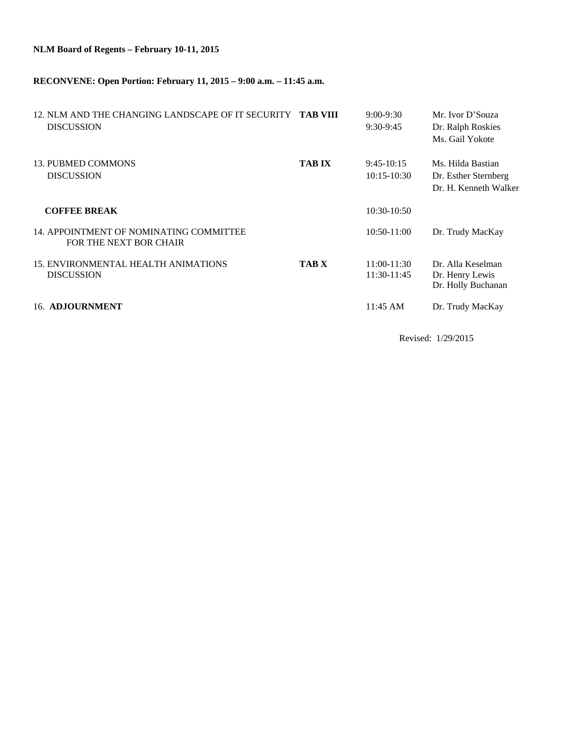**NLM Board of Regents – February 10-11, 2015**

**RECONVENE: Open Portion: February 11, 2015 – 9:00 a.m. – 11:45 a.m.**

| | | | |
|---|---|---|---|
| 12. NLM AND THE CHANGING LANDSCAPE OF IT SECURITY<br>DISCUSSION | **TAB VIII** | 9:00-9:30<br>9:30-9:45 | Mr. Ivor D'Souza<br>Dr. Ralph Roskies<br>Ms. Gail Yokote |
| 13. PUBMED COMMONS<br>DISCUSSION | **TAB IX** | 9:45-10:15<br>10:15-10:30 | Ms. Hilda Bastian<br>Dr. Esther Sternberg<br>Dr. H. Kenneth Walker |
| **COFFEE BREAK** | | 10:30-10:50 | |
| 14. APPOINTMENT OF NOMINATING COMMITTEE FOR THE NEXT BOR CHAIR | | 10:50-11:00 | Dr. Trudy MacKay |
| 15. ENVIRONMENTAL HEALTH ANIMATIONS<br>DISCUSSION | **TAB X** | 11:00-11:30<br>11:30-11:45 | Dr. Alla Keselman<br>Dr. Henry Lewis<br>Dr. Holly Buchanan |
| 16. **ADJOURNMENT** | | 11:45 AM | Dr. Trudy MacKay |

Revised: 1/29/2015